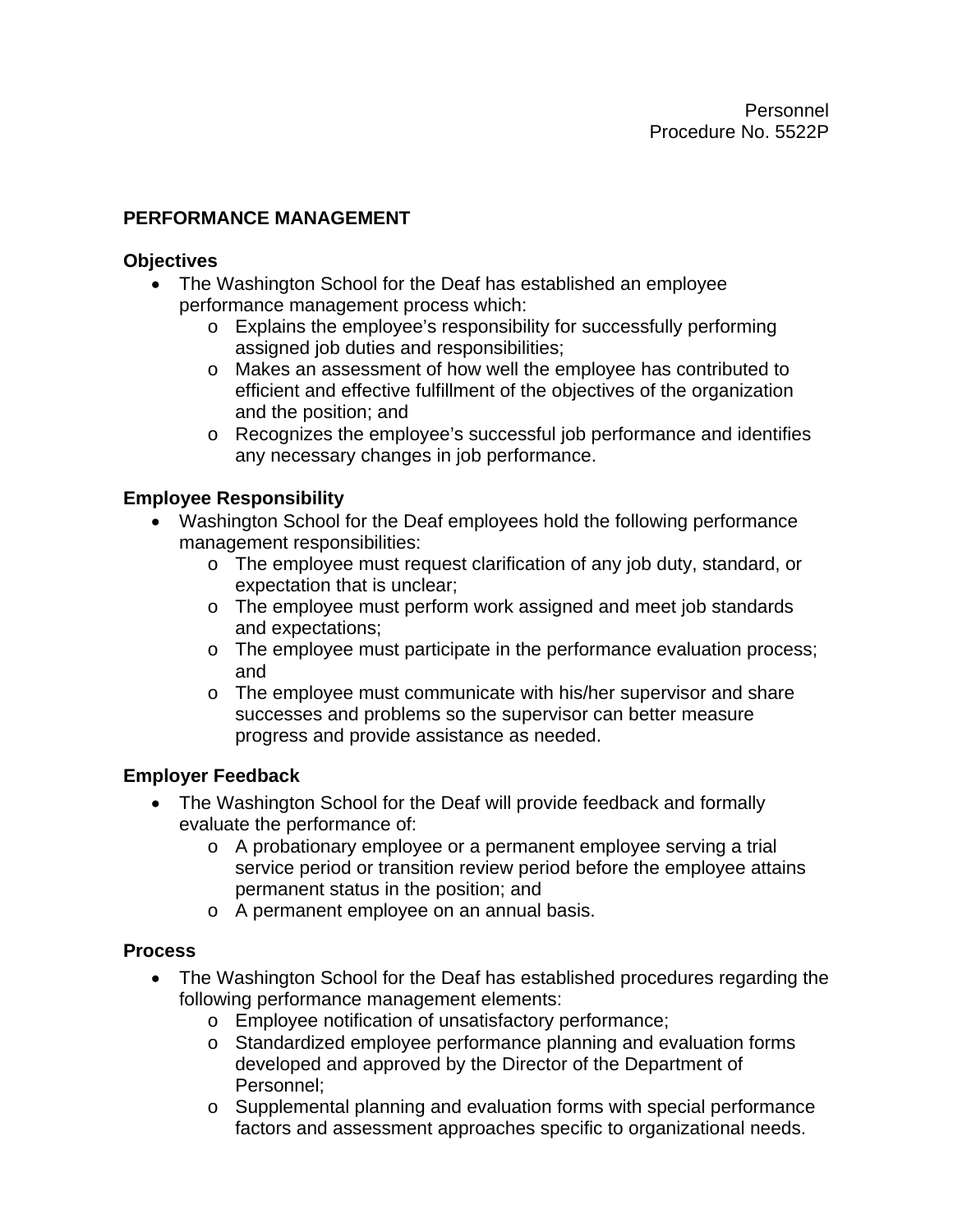Personnel
Procedure No. 5522P

# PERFORMANCE MANAGEMENT

## Objectives

- The Washington School for the Deaf has established an employee performance management process which:
  - Explains the employee's responsibility for successfully performing assigned job duties and responsibilities;
  - Makes an assessment of how well the employee has contributed to efficient and effective fulfillment of the objectives of the organization and the position; and
  - Recognizes the employee's successful job performance and identifies any necessary changes in job performance.

## Employee Responsibility

- Washington School for the Deaf employees hold the following performance management responsibilities:
  - The employee must request clarification of any job duty, standard, or expectation that is unclear;
  - The employee must perform work assigned and meet job standards and expectations;
  - The employee must participate in the performance evaluation process; and
  - The employee must communicate with his/her supervisor and share successes and problems so the supervisor can better measure progress and provide assistance as needed.

## Employer Feedback

- The Washington School for the Deaf will provide feedback and formally evaluate the performance of:
  - A probationary employee or a permanent employee serving a trial service period or transition review period before the employee attains permanent status in the position; and
  - A permanent employee on an annual basis.

## Process

- The Washington School for the Deaf has established procedures regarding the following performance management elements:
  - Employee notification of unsatisfactory performance;
  - Standardized employee performance planning and evaluation forms developed and approved by the Director of the Department of Personnel;
  - Supplemental planning and evaluation forms with special performance factors and assessment approaches specific to organizational needs.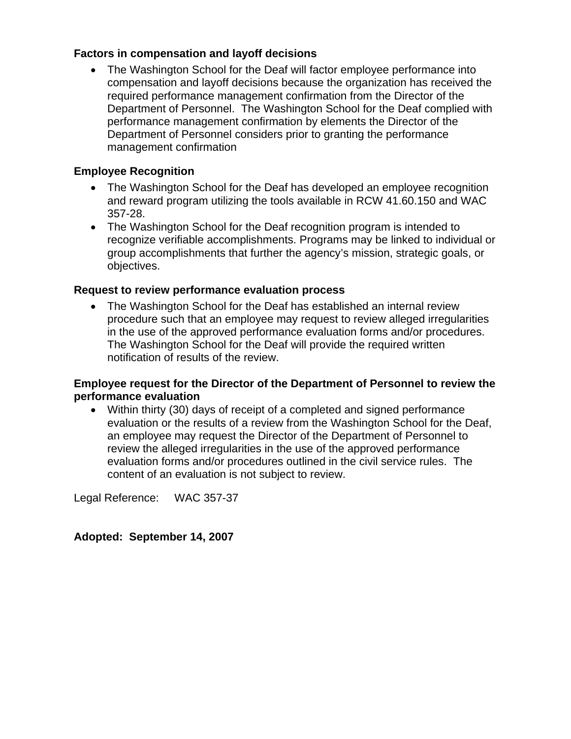**Factors in compensation and layoff decisions**

- The Washington School for the Deaf will factor employee performance into compensation and layoff decisions because the organization has received the required performance management confirmation from the Director of the Department of Personnel. The Washington School for the Deaf complied with performance management confirmation by elements the Director of the Department of Personnel considers prior to granting the performance management confirmation

**Employee Recognition**

- The Washington School for the Deaf has developed an employee recognition and reward program utilizing the tools available in RCW 41.60.150 and WAC 357-28.
- The Washington School for the Deaf recognition program is intended to recognize verifiable accomplishments. Programs may be linked to individual or group accomplishments that further the agency's mission, strategic goals, or objectives.

**Request to review performance evaluation process**

- The Washington School for the Deaf has established an internal review procedure such that an employee may request to review alleged irregularities in the use of the approved performance evaluation forms and/or procedures. The Washington School for the Deaf will provide the required written notification of results of the review.

**Employee request for the Director of the Department of Personnel to review the performance evaluation**

- Within thirty (30) days of receipt of a completed and signed performance evaluation or the results of a review from the Washington School for the Deaf, an employee may request the Director of the Department of Personnel to review the alleged irregularities in the use of the approved performance evaluation forms and/or procedures outlined in the civil service rules. The content of an evaluation is not subject to review.

Legal Reference: WAC 357-37

**Adopted: September 14, 2007**